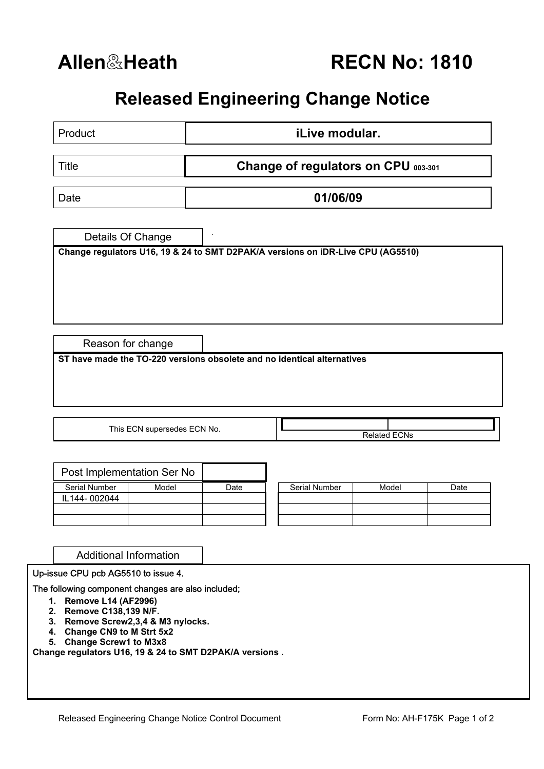# Allen&Heath RECN No: 1810

## Released Engineering Change Notice

| | |
|---|---|
| Product | **iLive modular.** |
| Title | **Change of regulators on CPU 003-301** |
| Date | **01/06/09** |

### Details Of Change

**Change regulators U16, 19 & 24 to SMT D2PAK/A versions on iDR-Live CPU (AG5510)**

### Reason for change

**ST have made the TO-220 versions obsolete and no identical alternatives**

| This ECN supersedes ECN No. | Related ECNs |
|---|---|
| | |

### Post Implementation Ser No

| Serial Number | Model | Date |
|---|---|---|
| IL144- 002044 | | |
| | | |
| | | |

| Serial Number | Model | Date |
|---|---|---|
| | | |
| | | |
| | | |

### Additional Information

Up-issue CPU pcb AG5510 to issue 4.

The following component changes are also included;

1. **Remove L14 (AF2996)**
2. **Remove C138,139 N/F.**
3. **Remove Screw2,3,4 & M3 nylocks.**
4. **Change CN9 to M Strt 5x2**
5. **Change Screw1 to M3x8**

**Change regulators U16, 19 & 24 to SMT D2PAK/A versions .**

Released Engineering Change Notice Control Document — Form No: AH-F175K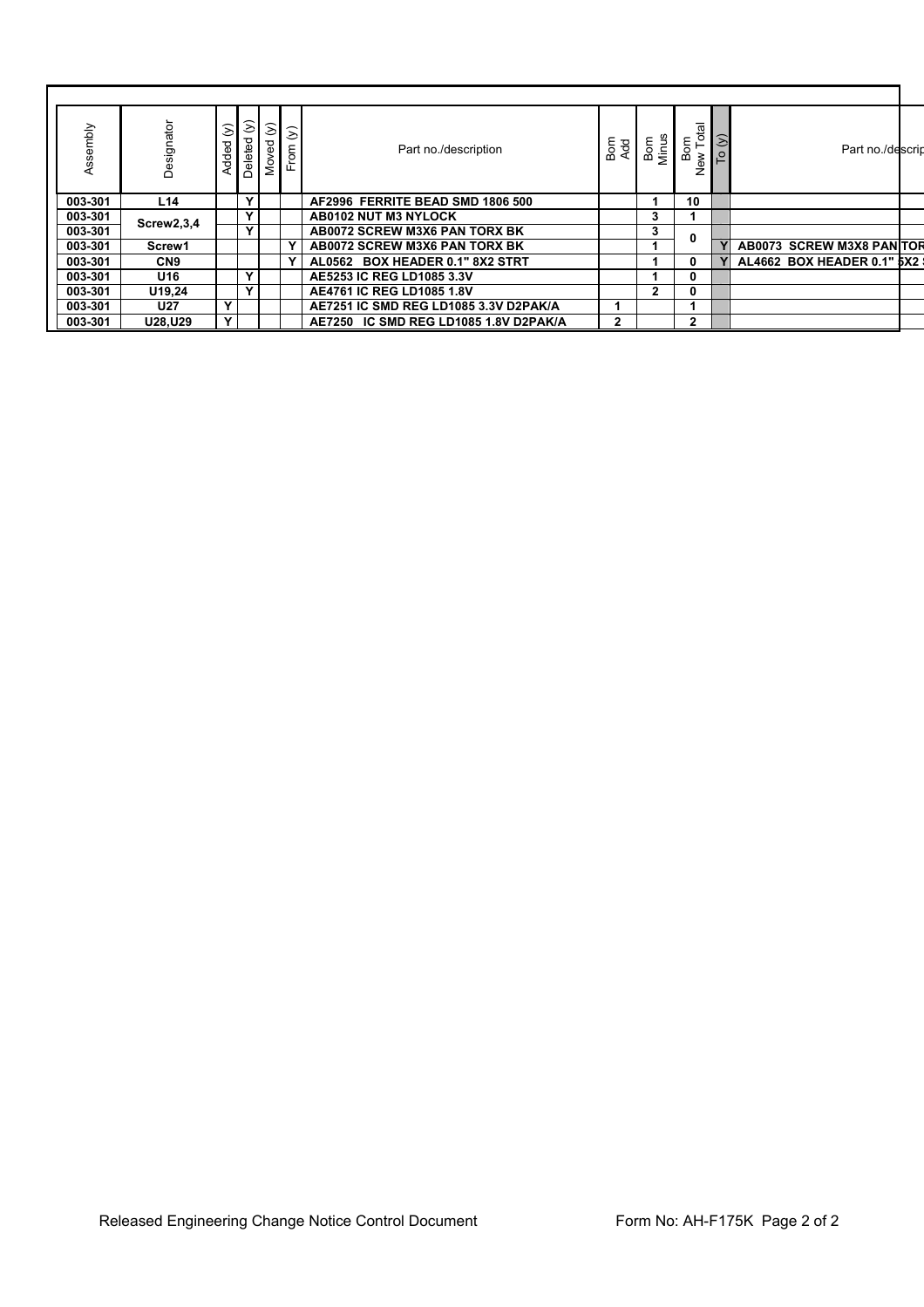| Assembly | Designator | Added (y) | Deleted (y) | Moved (y) | From (y) | Part no./description | Bom Add | Bom Minus | Bom New Total | To (y) | Part no./descrip |
|---|---|---|---|---|---|---|---|---|---|---|---|
| 003-301 | L14 | | Y | | | AF2996 FERRITE BEAD SMD 1806 500 | | 1 | 10 | | |
| 003-301 | Screw2,3,4 | | Y | | | AB0102 NUT M3 NYLOCK | | 3 | 1 | | |
| 003-301 | | | Y | | | AB0072 SCREW M3X6 PAN TORX BK | | 3 | 0 | | |
| 003-301 | Screw1 | | | | Y | AB0072 SCREW M3X6 PAN TORX BK | | 1 | | Y | AB0073 SCREW M3X8 PAN TOR |
| 003-301 | CN9 | | | | Y | AL0562 BOX HEADER 0.1" 8X2 STRT | | 1 | 0 | Y | AL4662 BOX HEADER 0.1" 5X2 |
| 003-301 | U16 | | Y | | | AE5253 IC REG LD1085 3.3V | | 1 | 0 | | |
| 003-301 | U19,24 | | Y | | | AE4761 IC REG LD1085 1.8V | | 2 | 0 | | |
| 003-301 | U27 | Y | | | | AE7251 IC SMD REG LD1085 3.3V D2PAK/A | 1 | | 1 | | |
| 003-301 | U28,U29 | Y | | | | AE7250 IC SMD REG LD1085 1.8V D2PAK/A | 2 | | 2 | | |

Released Engineering Change Notice Control Document

Form No: AH-F175K